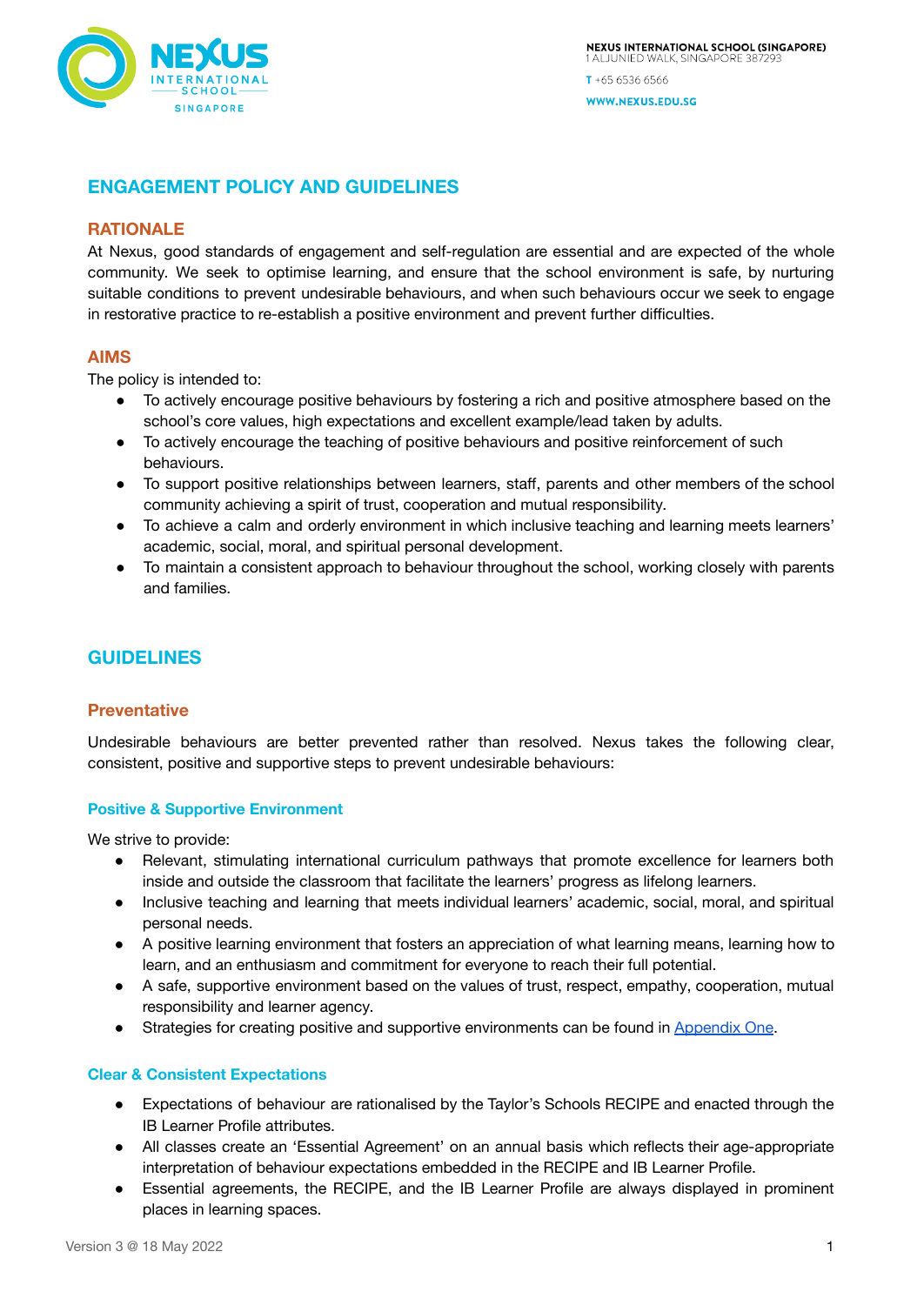# ENGAGEMENT POLICY AND GUIDELINES

## RATIONALE

At Nexus, good standards of engagement and self-regulation are essential and are expected of the whole community. We seek to optimise learning, and ensure that the school environment is safe, by nurturing suitable conditions to prevent undesirable behaviours, and when such behaviours occur we seek to engage in restorative practice to re-establish a positive environment and prevent further difficulties.

## AIMS

The policy is intended to:

- To actively encourage positive behaviours by fostering a rich and positive atmosphere based on the school's core values, high expectations and excellent example/lead taken by adults.
- To actively encourage the teaching of positive behaviours and positive reinforcement of such behaviours.
- To support positive relationships between learners, staff, parents and other members of the school community achieving a spirit of trust, cooperation and mutual responsibility.
- To achieve a calm and orderly environment in which inclusive teaching and learning meets learners' academic, social, moral, and spiritual personal development.
- To maintain a consistent approach to behaviour throughout the school, working closely with parents and families.

# GUIDELINES

## Preventative

Undesirable behaviours are better prevented rather than resolved. Nexus takes the following clear, consistent, positive and supportive steps to prevent undesirable behaviours:

### Positive & Supportive Environment

We strive to provide:

- Relevant, stimulating international curriculum pathways that promote excellence for learners both inside and outside the classroom that facilitate the learners' progress as lifelong learners.
- Inclusive teaching and learning that meets individual learners' academic, social, moral, and spiritual personal needs.
- A positive learning environment that fosters an appreciation of what learning means, learning how to learn, and an enthusiasm and commitment for everyone to reach their full potential.
- A safe, supportive environment based on the values of trust, respect, empathy, cooperation, mutual responsibility and learner agency.
- Strategies for creating positive and supportive environments can be found in Appendix One.

### Clear & Consistent Expectations

- Expectations of behaviour are rationalised by the Taylor's Schools RECIPE and enacted through the IB Learner Profile attributes.
- All classes create an 'Essential Agreement' on an annual basis which reflects their age-appropriate interpretation of behaviour expectations embedded in the RECIPE and IB Learner Profile.
- Essential agreements, the RECIPE, and the IB Learner Profile are always displayed in prominent places in learning spaces.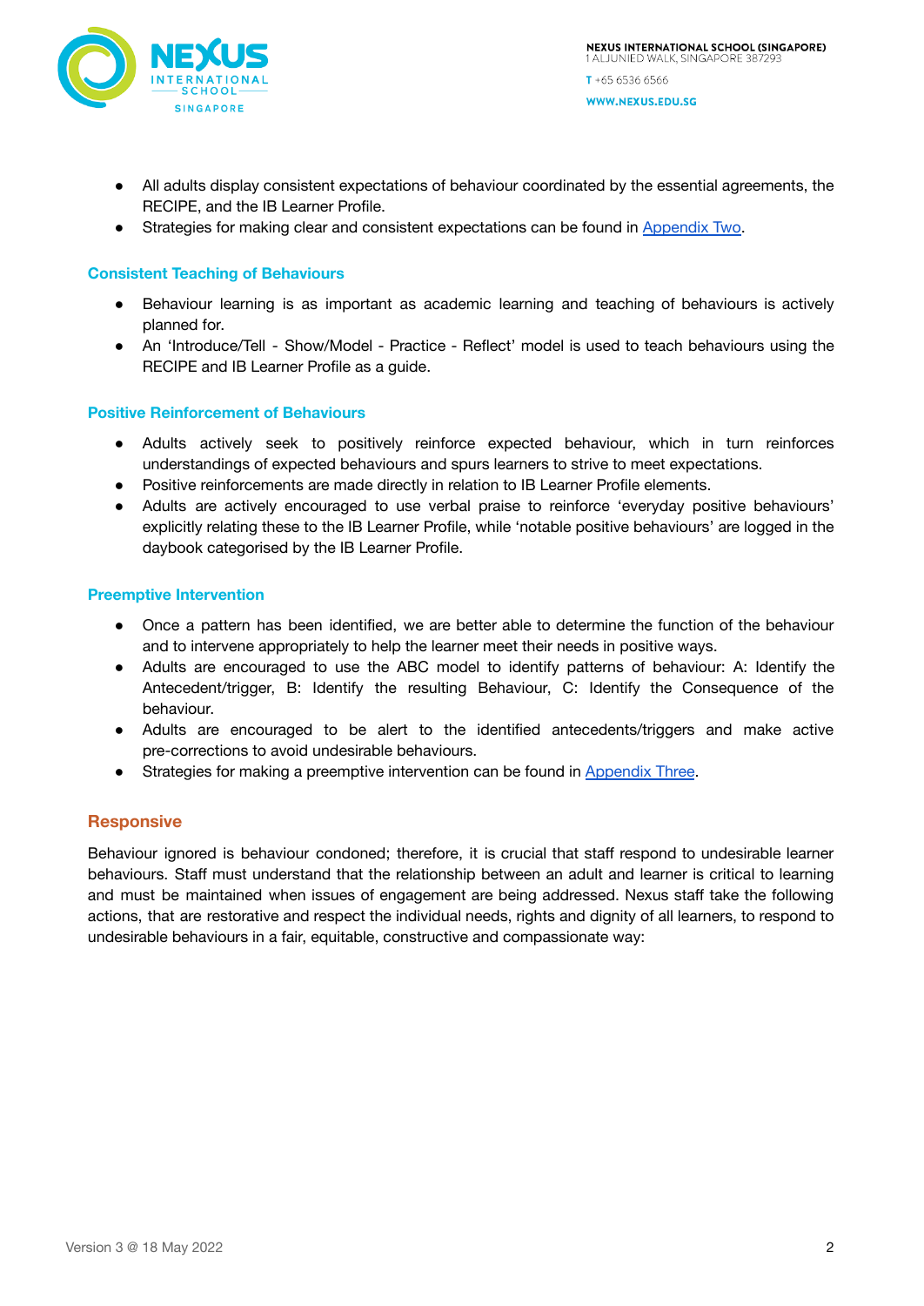- All adults display consistent expectations of behaviour coordinated by the essential agreements, the RECIPE, and the IB Learner Profile.
- Strategies for making clear and consistent expectations can be found in [Appendix Two](#).

### Consistent Teaching of Behaviours

- Behaviour learning is as important as academic learning and teaching of behaviours is actively planned for.
- An 'Introduce/Tell - Show/Model - Practice - Reflect' model is used to teach behaviours using the RECIPE and IB Learner Profile as a guide.

### Positive Reinforcement of Behaviours

- Adults actively seek to positively reinforce expected behaviour, which in turn reinforces understandings of expected behaviours and spurs learners to strive to meet expectations.
- Positive reinforcements are made directly in relation to IB Learner Profile elements.
- Adults are actively encouraged to use verbal praise to reinforce 'everyday positive behaviours' explicitly relating these to the IB Learner Profile, while 'notable positive behaviours' are logged in the daybook categorised by the IB Learner Profile.

### Preemptive Intervention

- Once a pattern has been identified, we are better able to determine the function of the behaviour and to intervene appropriately to help the learner meet their needs in positive ways.
- Adults are encouraged to use the ABC model to identify patterns of behaviour: A: Identify the Antecedent/trigger, B: Identify the resulting Behaviour, C: Identify the Consequence of the behaviour.
- Adults are encouraged to be alert to the identified antecedents/triggers and make active pre-corrections to avoid undesirable behaviours.
- Strategies for making a preemptive intervention can be found in [Appendix Three](#).

## Responsive

Behaviour ignored is behaviour condoned; therefore, it is crucial that staff respond to undesirable learner behaviours. Staff must understand that the relationship between an adult and learner is critical to learning and must be maintained when issues of engagement are being addressed. Nexus staff take the following actions, that are restorative and respect the individual needs, rights and dignity of all learners, to respond to undesirable behaviours in a fair, equitable, constructive and compassionate way: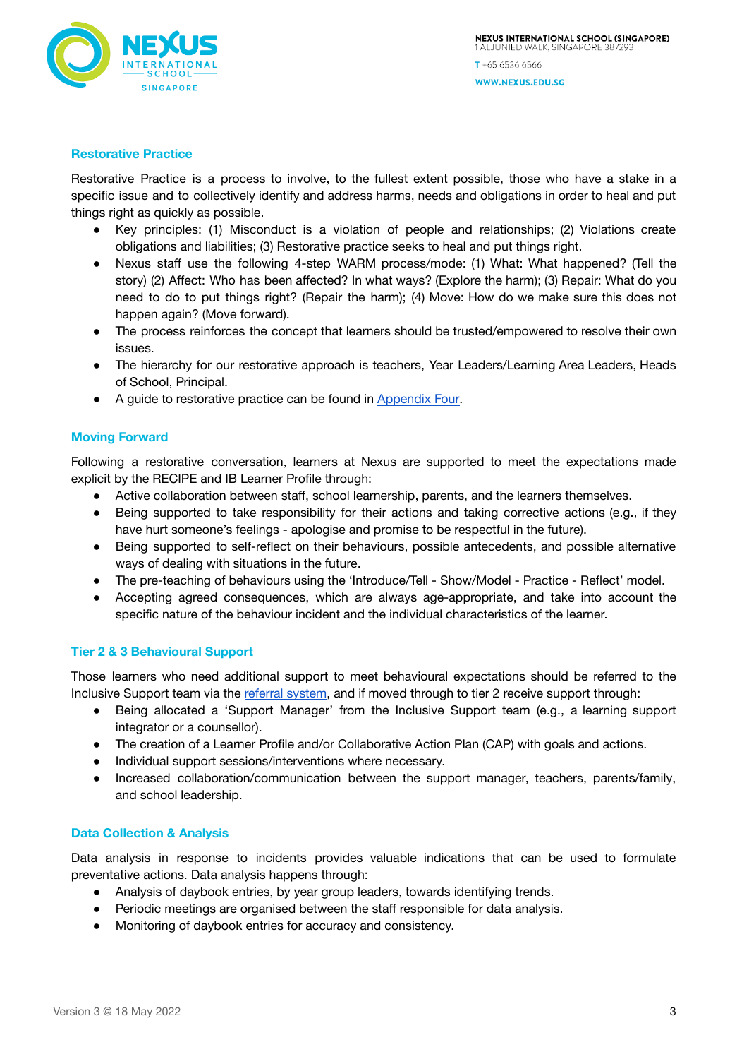## Restorative Practice

Restorative Practice is a process to involve, to the fullest extent possible, those who have a stake in a specific issue and to collectively identify and address harms, needs and obligations in order to heal and put things right as quickly as possible.

- Key principles: (1) Misconduct is a violation of people and relationships; (2) Violations create obligations and liabilities; (3) Restorative practice seeks to heal and put things right.
- Nexus staff use the following 4-step WARM process/mode: (1) What: What happened? (Tell the story) (2) Affect: Who has been affected? In what ways? (Explore the harm); (3) Repair: What do you need to do to put things right? (Repair the harm); (4) Move: How do we make sure this does not happen again? (Move forward).
- The process reinforces the concept that learners should be trusted/empowered to resolve their own issues.
- The hierarchy for our restorative approach is teachers, Year Leaders/Learning Area Leaders, Heads of School, Principal.
- A guide to restorative practice can be found in Appendix Four.

## Moving Forward

Following a restorative conversation, learners at Nexus are supported to meet the expectations made explicit by the RECIPE and IB Learner Profile through:

- Active collaboration between staff, school learnership, parents, and the learners themselves.
- Being supported to take responsibility for their actions and taking corrective actions (e.g., if they have hurt someone's feelings - apologise and promise to be respectful in the future).
- Being supported to self-reflect on their behaviours, possible antecedents, and possible alternative ways of dealing with situations in the future.
- The pre-teaching of behaviours using the 'Introduce/Tell - Show/Model - Practice - Reflect' model.
- Accepting agreed consequences, which are always age-appropriate, and take into account the specific nature of the behaviour incident and the individual characteristics of the learner.

## Tier 2 & 3 Behavioural Support

Those learners who need additional support to meet behavioural expectations should be referred to the Inclusive Support team via the referral system, and if moved through to tier 2 receive support through:

- Being allocated a 'Support Manager' from the Inclusive Support team (e.g., a learning support integrator or a counsellor).
- The creation of a Learner Profile and/or Collaborative Action Plan (CAP) with goals and actions.
- Individual support sessions/interventions where necessary.
- Increased collaboration/communication between the support manager, teachers, parents/family, and school leadership.

## Data Collection & Analysis

Data analysis in response to incidents provides valuable indications that can be used to formulate preventative actions. Data analysis happens through:

- Analysis of daybook entries, by year group leaders, towards identifying trends.
- Periodic meetings are organised between the staff responsible for data analysis.
- Monitoring of daybook entries for accuracy and consistency.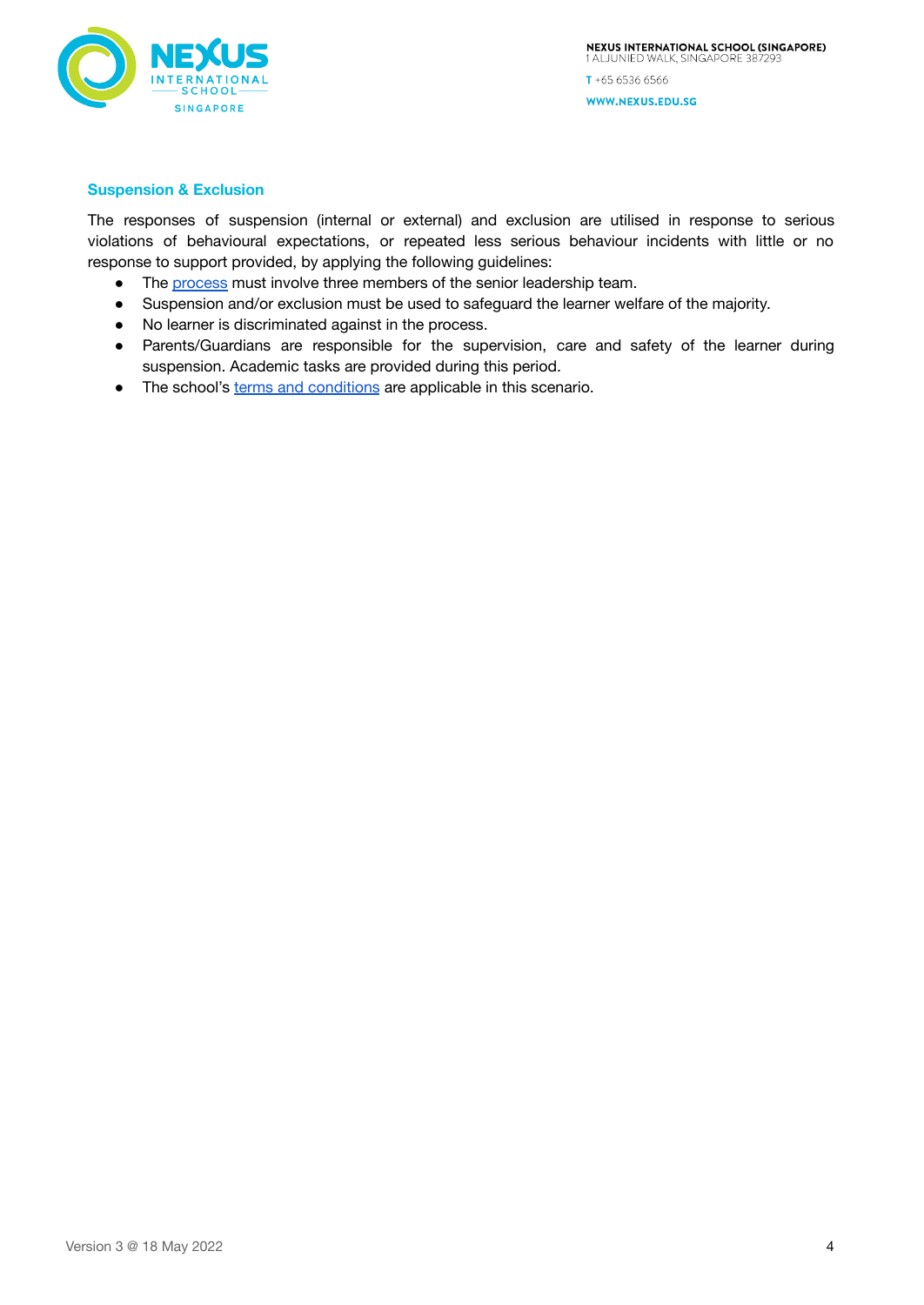### Suspension & Exclusion

The responses of suspension (internal or external) and exclusion are utilised in response to serious violations of behavioural expectations, or repeated less serious behaviour incidents with little or no response to support provided, by applying the following guidelines:

- The process must involve three members of the senior leadership team.
- Suspension and/or exclusion must be used to safeguard the learner welfare of the majority.
- No learner is discriminated against in the process.
- Parents/Guardians are responsible for the supervision, care and safety of the learner during suspension. Academic tasks are provided during this period.
- The school's terms and conditions are applicable in this scenario.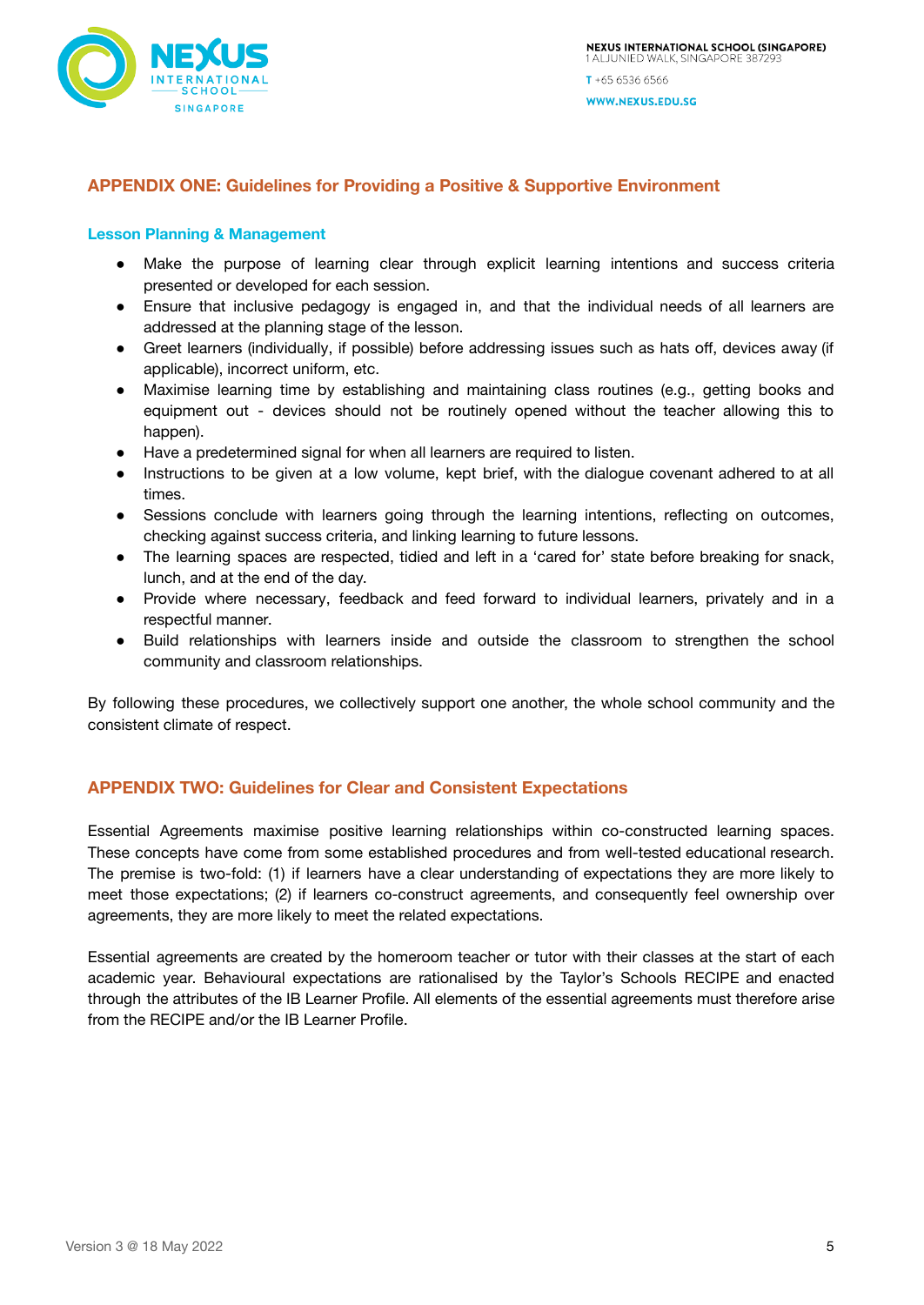## APPENDIX ONE: Guidelines for Providing a Positive & Supportive Environment

### Lesson Planning & Management

- Make the purpose of learning clear through explicit learning intentions and success criteria presented or developed for each session.
- Ensure that inclusive pedagogy is engaged in, and that the individual needs of all learners are addressed at the planning stage of the lesson.
- Greet learners (individually, if possible) before addressing issues such as hats off, devices away (if applicable), incorrect uniform, etc.
- Maximise learning time by establishing and maintaining class routines (e.g., getting books and equipment out - devices should not be routinely opened without the teacher allowing this to happen).
- Have a predetermined signal for when all learners are required to listen.
- Instructions to be given at a low volume, kept brief, with the dialogue covenant adhered to at all times.
- Sessions conclude with learners going through the learning intentions, reflecting on outcomes, checking against success criteria, and linking learning to future lessons.
- The learning spaces are respected, tidied and left in a 'cared for' state before breaking for snack, lunch, and at the end of the day.
- Provide where necessary, feedback and feed forward to individual learners, privately and in a respectful manner.
- Build relationships with learners inside and outside the classroom to strengthen the school community and classroom relationships.

By following these procedures, we collectively support one another, the whole school community and the consistent climate of respect.

## APPENDIX TWO: Guidelines for Clear and Consistent Expectations

Essential Agreements maximise positive learning relationships within co-constructed learning spaces. These concepts have come from some established procedures and from well-tested educational research. The premise is two-fold: (1) if learners have a clear understanding of expectations they are more likely to meet those expectations; (2) if learners co-construct agreements, and consequently feel ownership over agreements, they are more likely to meet the related expectations.

Essential agreements are created by the homeroom teacher or tutor with their classes at the start of each academic year. Behavioural expectations are rationalised by the Taylor's Schools RECIPE and enacted through the attributes of the IB Learner Profile. All elements of the essential agreements must therefore arise from the RECIPE and/or the IB Learner Profile.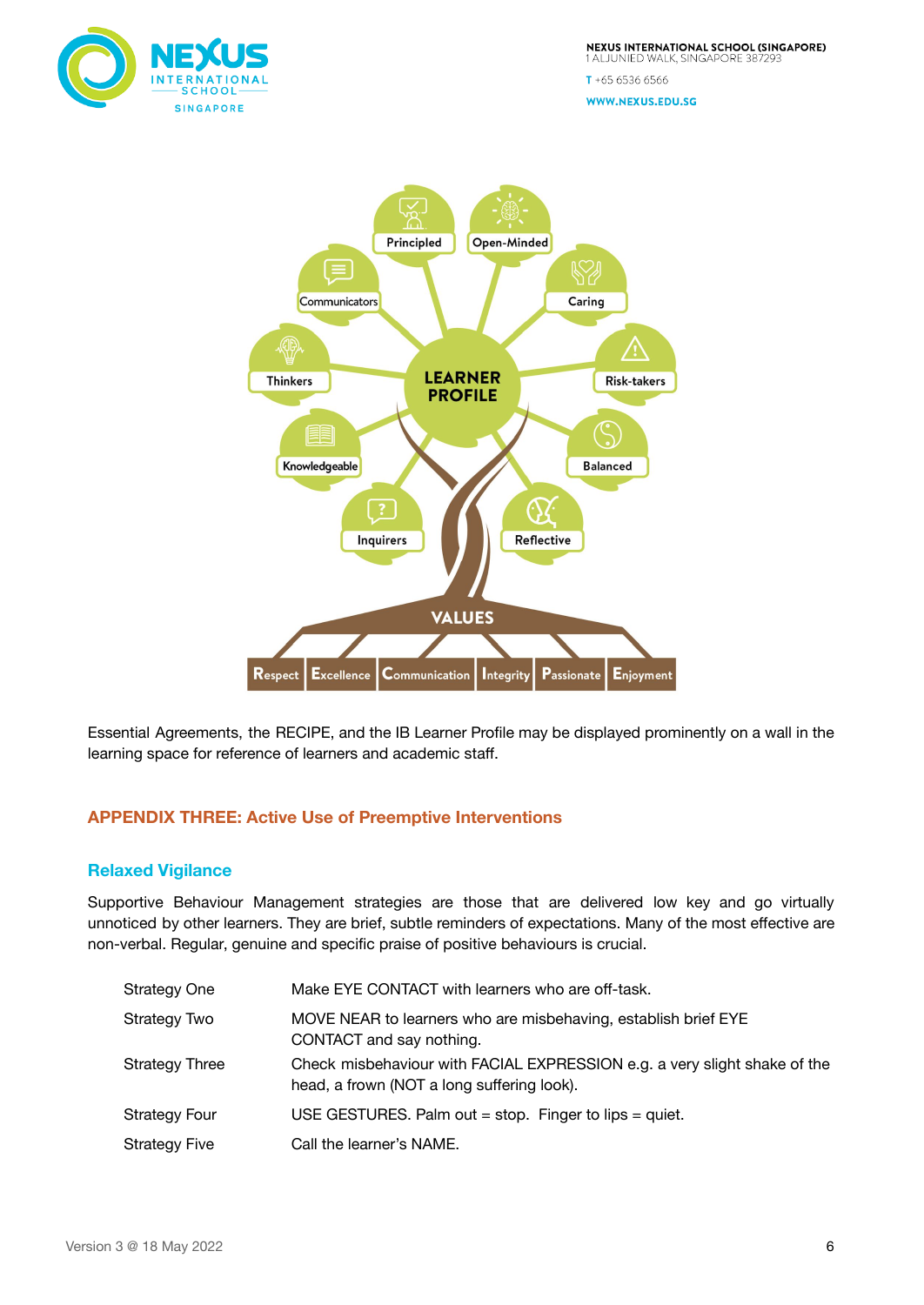Essential Agreements, the RECIPE, and the IB Learner Profile may be displayed prominently on a wall in the learning space for reference of learners and academic staff.

## APPENDIX THREE: Active Use of Preemptive Interventions

### Relaxed Vigilance

Supportive Behaviour Management strategies are those that are delivered low key and go virtually unnoticed by other learners. They are brief, subtle reminders of expectations. Many of the most effective are non-verbal. Regular, genuine and specific praise of positive behaviours is crucial.

| | |
|---|---|
| Strategy One | Make EYE CONTACT with learners who are off-task. |
| Strategy Two | MOVE NEAR to learners who are misbehaving, establish brief EYE CONTACT and say nothing. |
| Strategy Three | Check misbehaviour with FACIAL EXPRESSION e.g. a very slight shake of the head, a frown (NOT a long suffering look). |
| Strategy Four | USE GESTURES. Palm out = stop. Finger to lips = quiet. |
| Strategy Five | Call the learner's NAME. |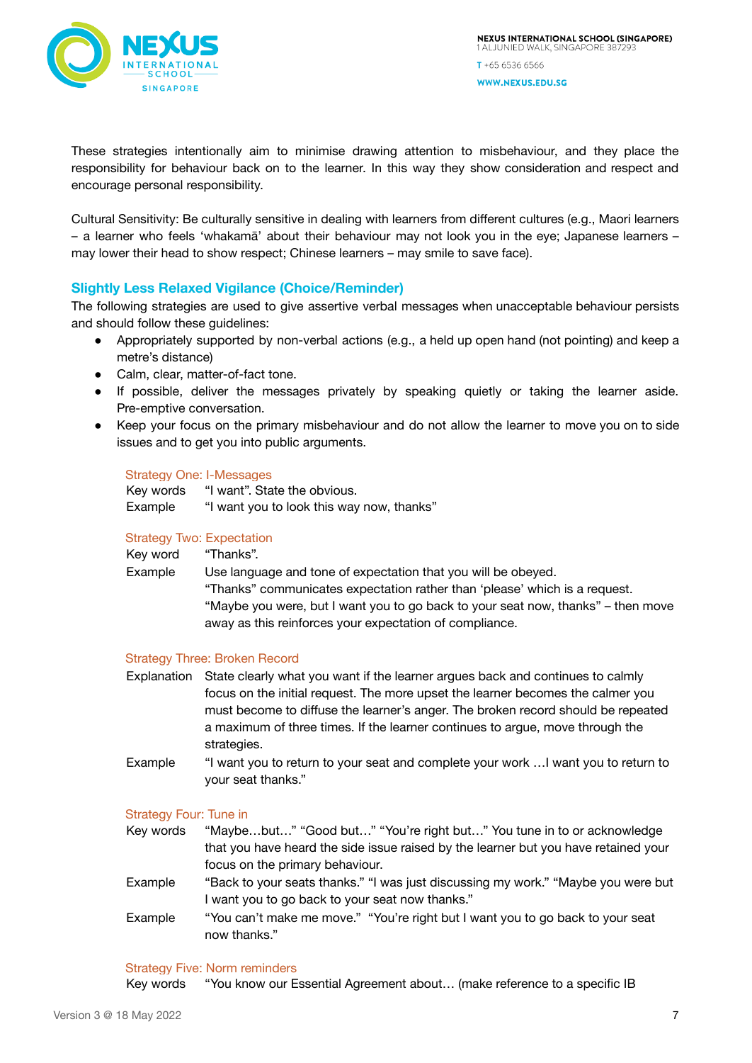These strategies intentionally aim to minimise drawing attention to misbehaviour, and they place the responsibility for behaviour back on to the learner. In this way they show consideration and respect and encourage personal responsibility.

Cultural Sensitivity: Be culturally sensitive in dealing with learners from different cultures (e.g., Maori learners – a learner who feels 'whakamā' about their behaviour may not look you in the eye; Japanese learners – may lower their head to show respect; Chinese learners – may smile to save face).

## Slightly Less Relaxed Vigilance (Choice/Reminder)

The following strategies are used to give assertive verbal messages when unacceptable behaviour persists and should follow these guidelines:

- Appropriately supported by non-verbal actions (e.g., a held up open hand (not pointing) and keep a metre's distance)
- Calm, clear, matter-of-fact tone.
- If possible, deliver the messages privately by speaking quietly or taking the learner aside. Pre-emptive conversation.
- Keep your focus on the primary misbehaviour and do not allow the learner to move you on to side issues and to get you into public arguments.

### Strategy One: I-Messages

Key words: "I want". State the obvious.

Example: "I want you to look this way now, thanks"

### Strategy Two: Expectation

Key word: "Thanks".

Example: Use language and tone of expectation that you will be obeyed.
"Thanks" communicates expectation rather than 'please' which is a request.
"Maybe you were, but I want you to go back to your seat now, thanks" – then move away as this reinforces your expectation of compliance.

### Strategy Three: Broken Record

Explanation: State clearly what you want if the learner argues back and continues to calmly focus on the initial request. The more upset the learner becomes the calmer you must become to diffuse the learner's anger. The broken record should be repeated a maximum of three times. If the learner continues to argue, move through the strategies.

Example: "I want you to return to your seat and complete your work …I want you to return to your seat thanks."

### Strategy Four: Tune in

Key words: "Maybe…but…" "Good but…" "You're right but…" You tune in to or acknowledge that you have heard the side issue raised by the learner but you have retained your focus on the primary behaviour.

Example: "Back to your seats thanks." "I was just discussing my work." "Maybe you were but I want you to go back to your seat now thanks."

Example: "You can't make me move." "You're right but I want you to go back to your seat now thanks."

### Strategy Five: Norm reminders

Key words: "You know our Essential Agreement about… (make reference to a specific IB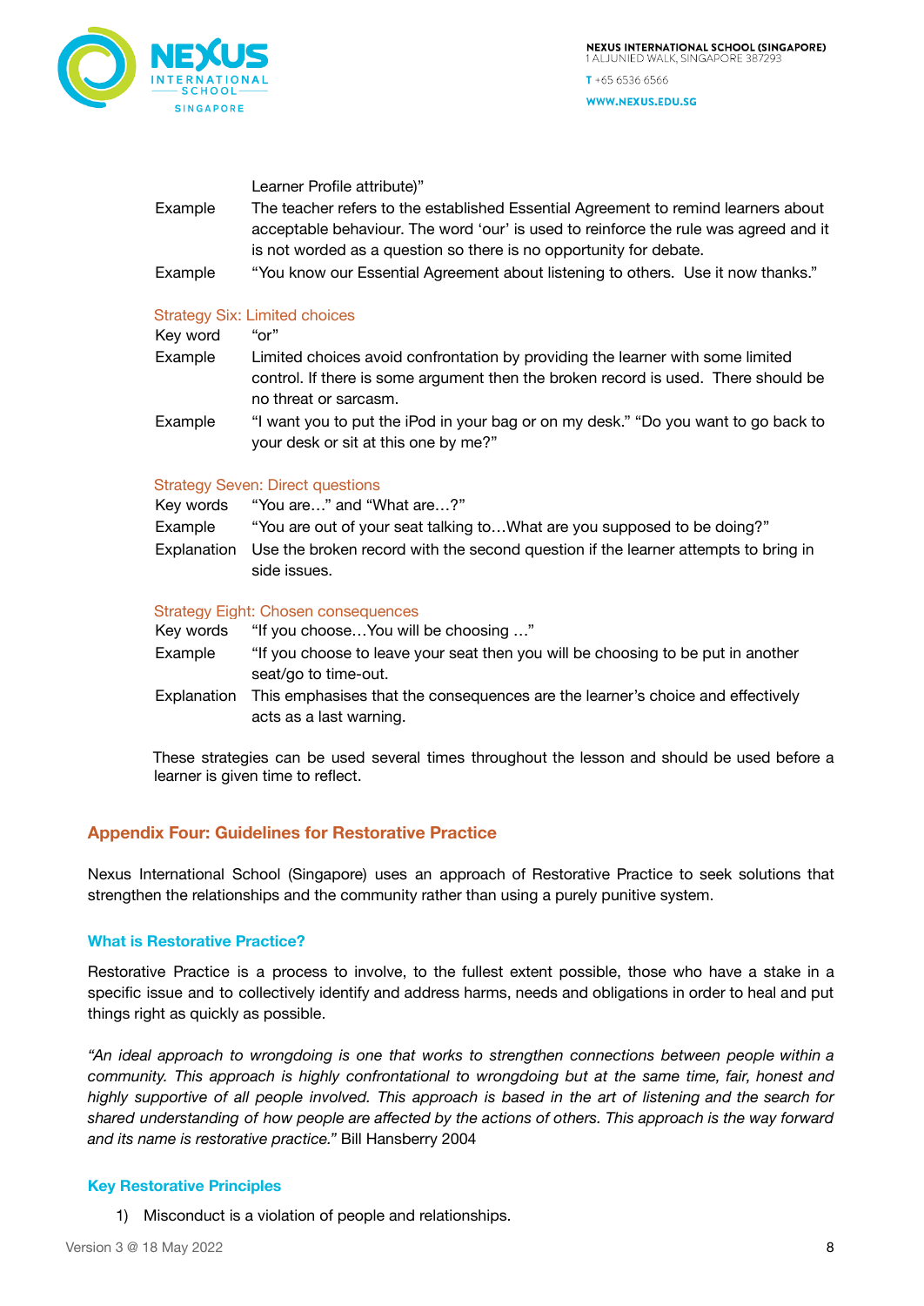Learner Profile attribute)"

| | |
|---|---|
| Example | The teacher refers to the established Essential Agreement to remind learners about acceptable behaviour. The word 'our' is used to reinforce the rule was agreed and it is not worded as a question so there is no opportunity for debate. |
| Example | "You know our Essential Agreement about listening to others. Use it now thanks." |

### Strategy Six: Limited choices

| | |
|---|---|
| Key word | "or" |
| Example | Limited choices avoid confrontation by providing the learner with some limited control. If there is some argument then the broken record is used. There should be no threat or sarcasm. |
| Example | "I want you to put the iPod in your bag or on my desk." "Do you want to go back to your desk or sit at this one by me?" |

### Strategy Seven: Direct questions

| | |
|---|---|
| Key words | "You are…" and "What are…?" |
| Example | "You are out of your seat talking to…What are you supposed to be doing?" |
| Explanation | Use the broken record with the second question if the learner attempts to bring in side issues. |

### Strategy Eight: Chosen consequences

| | |
|---|---|
| Key words | "If you choose…You will be choosing …" |
| Example | "If you choose to leave your seat then you will be choosing to be put in another seat/go to time-out. |
| Explanation | This emphasises that the consequences are the learner's choice and effectively acts as a last warning. |

These strategies can be used several times throughout the lesson and should be used before a learner is given time to reflect.

## Appendix Four: Guidelines for Restorative Practice

Nexus International School (Singapore) uses an approach of Restorative Practice to seek solutions that strengthen the relationships and the community rather than using a purely punitive system.

### What is Restorative Practice?

Restorative Practice is a process to involve, to the fullest extent possible, those who have a stake in a specific issue and to collectively identify and address harms, needs and obligations in order to heal and put things right as quickly as possible.

*"An ideal approach to wrongdoing is one that works to strengthen connections between people within a community. This approach is highly confrontational to wrongdoing but at the same time, fair, honest and highly supportive of all people involved. This approach is based in the art of listening and the search for shared understanding of how people are affected by the actions of others. This approach is the way forward and its name is restorative practice."* Bill Hansberry 2004

### Key Restorative Principles

1) Misconduct is a violation of people and relationships.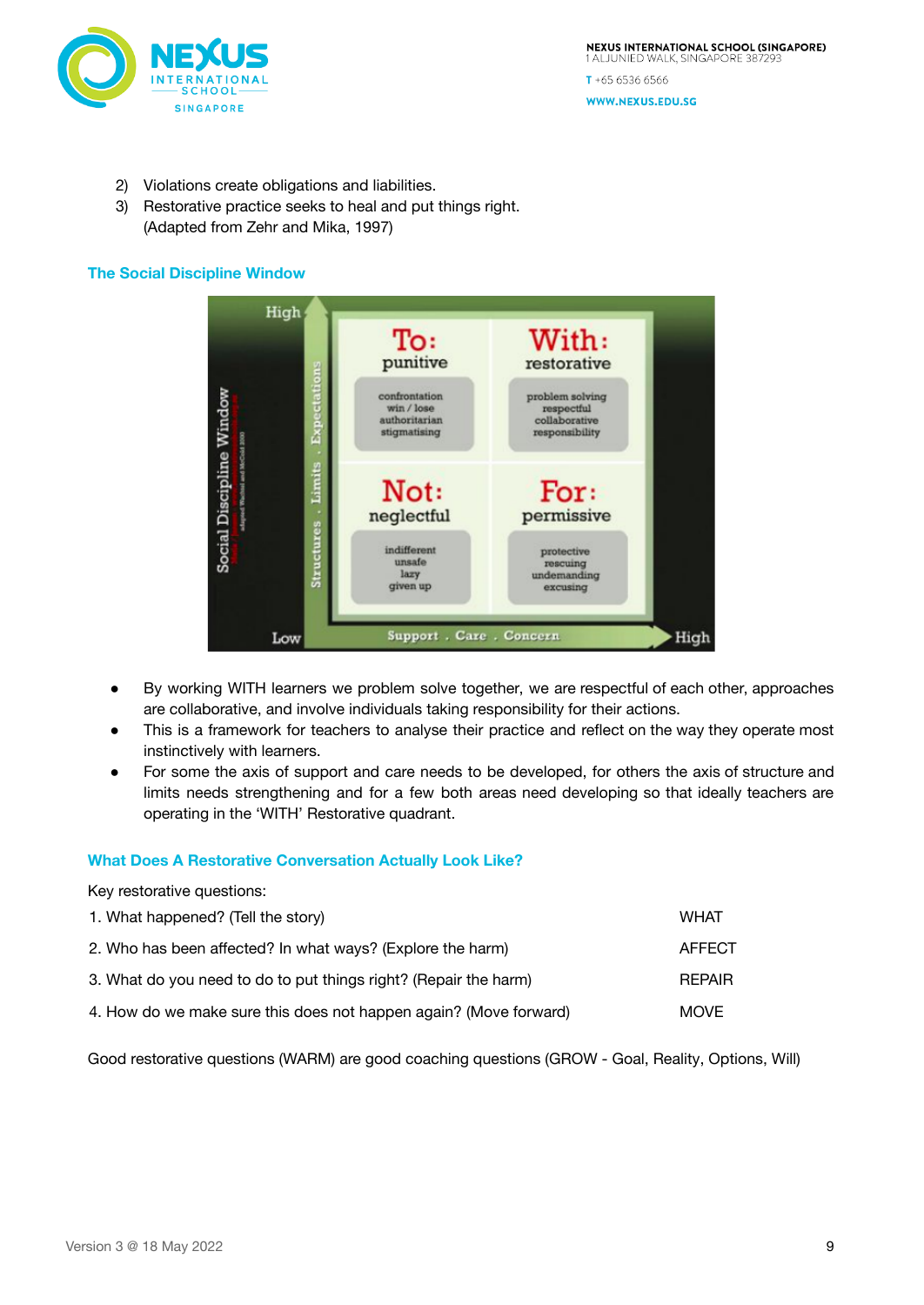2) Violations create obligations and liabilities.
3) Restorative practice seeks to heal and put things right.
   (Adapted from Zehr and Mika, 1997)

### The Social Discipline Window

- By working WITH learners we problem solve together, we are respectful of each other, approaches are collaborative, and involve individuals taking responsibility for their actions.
- This is a framework for teachers to analyse their practice and reflect on the way they operate most instinctively with learners.
- For some the axis of support and care needs to be developed, for others the axis of structure and limits needs strengthening and for a few both areas need developing so that ideally teachers are operating in the 'WITH' Restorative quadrant.

### What Does A Restorative Conversation Actually Look Like?

Key restorative questions:

| | |
|---|---|
| 1. What happened? (Tell the story) | WHAT |
| 2. Who has been affected? In what ways? (Explore the harm) | AFFECT |
| 3. What do you need to do to put things right? (Repair the harm) | REPAIR |
| 4. How do we make sure this does not happen again? (Move forward) | MOVE |

Good restorative questions (WARM) are good coaching questions (GROW - Goal, Reality, Options, Will)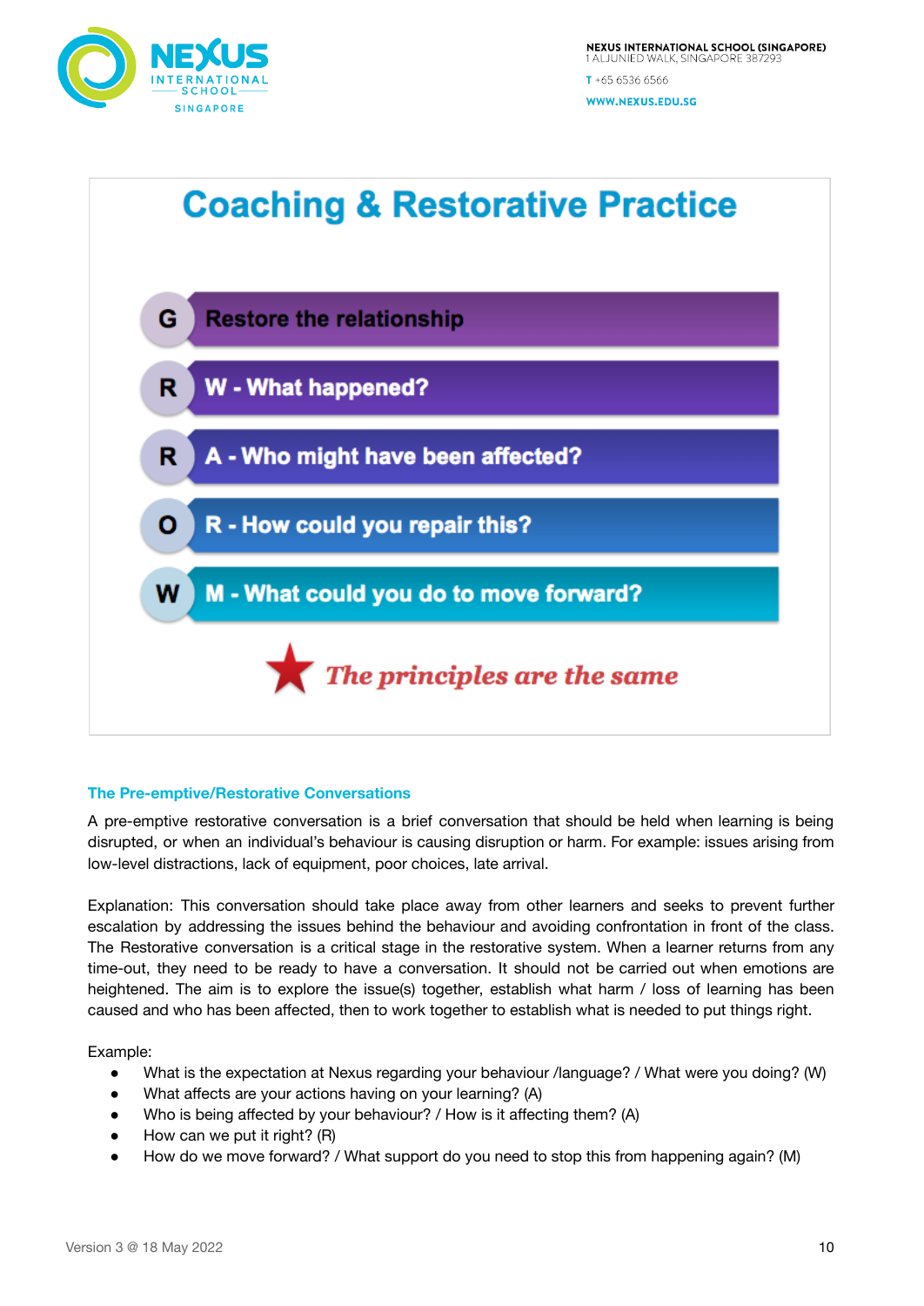## Coaching & Restorative Practice

| | |
|---|---|
| G | Restore the relationship |
| R | W - What happened? |
| R | A - Who might have been affected? |
| O | R - How could you repair this? |
| W | M - What could you do to move forward? |

★ *The principles are the same*

### The Pre-emptive/Restorative Conversations

A pre-emptive restorative conversation is a brief conversation that should be held when learning is being disrupted, or when an individual's behaviour is causing disruption or harm. For example: issues arising from low-level distractions, lack of equipment, poor choices, late arrival.

Explanation: This conversation should take place away from other learners and seeks to prevent further escalation by addressing the issues behind the behaviour and avoiding confrontation in front of the class. The Restorative conversation is a critical stage in the restorative system. When a learner returns from any time-out, they need to be ready to have a conversation. It should not be carried out when emotions are heightened. The aim is to explore the issue(s) together, establish what harm / loss of learning has been caused and who has been affected, then to work together to establish what is needed to put things right.

Example:

- What is the expectation at Nexus regarding your behaviour /language? / What were you doing? (W)
- What affects are your actions having on your learning? (A)
- Who is being affected by your behaviour? / How is it affecting them? (A)
- How can we put it right? (R)
- How do we move forward? / What support do you need to stop this from happening again? (M)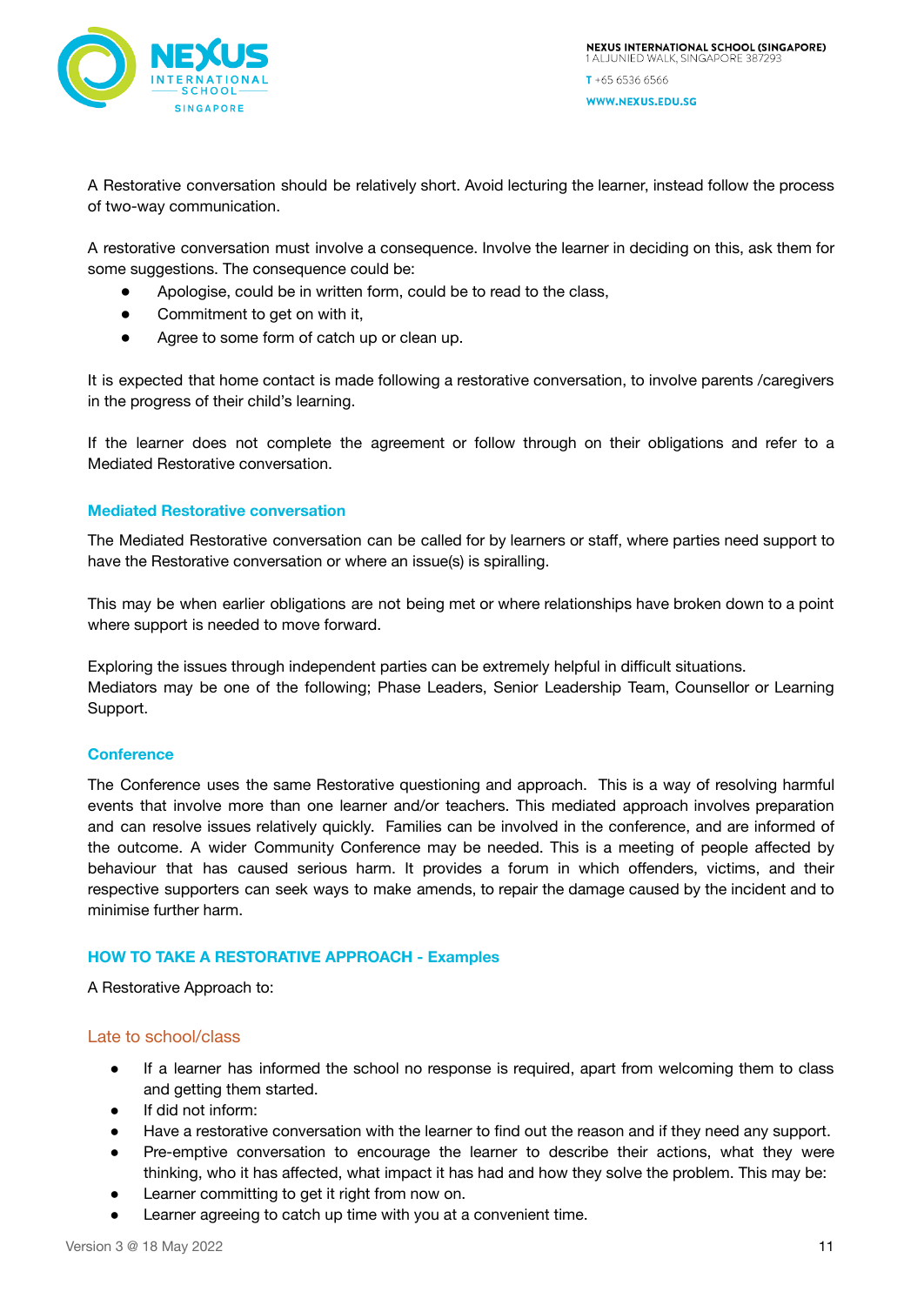A Restorative conversation should be relatively short. Avoid lecturing the learner, instead follow the process of two-way communication.

A restorative conversation must involve a consequence. Involve the learner in deciding on this, ask them for some suggestions. The consequence could be:

- Apologise, could be in written form, could be to read to the class,
- Commitment to get on with it,
- Agree to some form of catch up or clean up.

It is expected that home contact is made following a restorative conversation, to involve parents /caregivers in the progress of their child's learning.

If the learner does not complete the agreement or follow through on their obligations and refer to a Mediated Restorative conversation.

### Mediated Restorative conversation

The Mediated Restorative conversation can be called for by learners or staff, where parties need support to have the Restorative conversation or where an issue(s) is spiralling.

This may be when earlier obligations are not being met or where relationships have broken down to a point where support is needed to move forward.

Exploring the issues through independent parties can be extremely helpful in difficult situations.
Mediators may be one of the following; Phase Leaders, Senior Leadership Team, Counsellor or Learning Support.

### Conference

The Conference uses the same Restorative questioning and approach. This is a way of resolving harmful events that involve more than one learner and/or teachers. This mediated approach involves preparation and can resolve issues relatively quickly. Families can be involved in the conference, and are informed of the outcome. A wider Community Conference may be needed. This is a meeting of people affected by behaviour that has caused serious harm. It provides a forum in which offenders, victims, and their respective supporters can seek ways to make amends, to repair the damage caused by the incident and to minimise further harm.

### HOW TO TAKE A RESTORATIVE APPROACH - Examples

A Restorative Approach to:

#### Late to school/class

- If a learner has informed the school no response is required, apart from welcoming them to class and getting them started.
- If did not inform:
- Have a restorative conversation with the learner to find out the reason and if they need any support.
- Pre-emptive conversation to encourage the learner to describe their actions, what they were thinking, who it has affected, what impact it has had and how they solve the problem. This may be:
- Learner committing to get it right from now on.
- Learner agreeing to catch up time with you at a convenient time.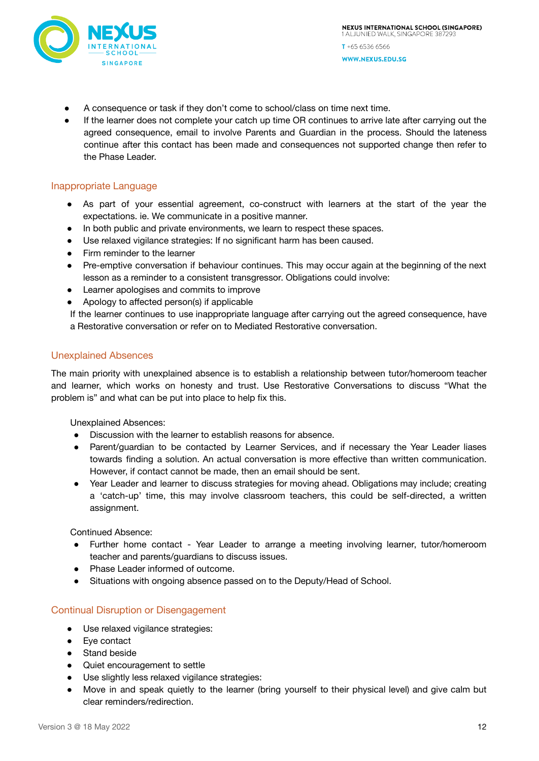- A consequence or task if they don't come to school/class on time next time.
- If the learner does not complete your catch up time OR continues to arrive late after carrying out the agreed consequence, email to involve Parents and Guardian in the process. Should the lateness continue after this contact has been made and consequences not supported change then refer to the Phase Leader.

## Inappropriate Language

- As part of your essential agreement, co-construct with learners at the start of the year the expectations. ie. We communicate in a positive manner.
- In both public and private environments, we learn to respect these spaces.
- Use relaxed vigilance strategies: If no significant harm has been caused.
- Firm reminder to the learner
- Pre-emptive conversation if behaviour continues. This may occur again at the beginning of the next lesson as a reminder to a consistent transgressor. Obligations could involve:
- Learner apologises and commits to improve
- Apology to affected person(s) if applicable

If the learner continues to use inappropriate language after carrying out the agreed consequence, have a Restorative conversation or refer on to Mediated Restorative conversation.

## Unexplained Absences

The main priority with unexplained absence is to establish a relationship between tutor/homeroom teacher and learner, which works on honesty and trust. Use Restorative Conversations to discuss "What the problem is" and what can be put into place to help fix this.

Unexplained Absences:

- Discussion with the learner to establish reasons for absence.
- Parent/guardian to be contacted by Learner Services, and if necessary the Year Leader liases towards finding a solution. An actual conversation is more effective than written communication. However, if contact cannot be made, then an email should be sent.
- Year Leader and learner to discuss strategies for moving ahead. Obligations may include; creating a 'catch-up' time, this may involve classroom teachers, this could be self-directed, a written assignment.

Continued Absence:

- Further home contact - Year Leader to arrange a meeting involving learner, tutor/homeroom teacher and parents/guardians to discuss issues.
- Phase Leader informed of outcome.
- Situations with ongoing absence passed on to the Deputy/Head of School.

## Continual Disruption or Disengagement

- Use relaxed vigilance strategies:
- Eye contact
- Stand beside
- Quiet encouragement to settle
- Use slightly less relaxed vigilance strategies:
- Move in and speak quietly to the learner (bring yourself to their physical level) and give calm but clear reminders/redirection.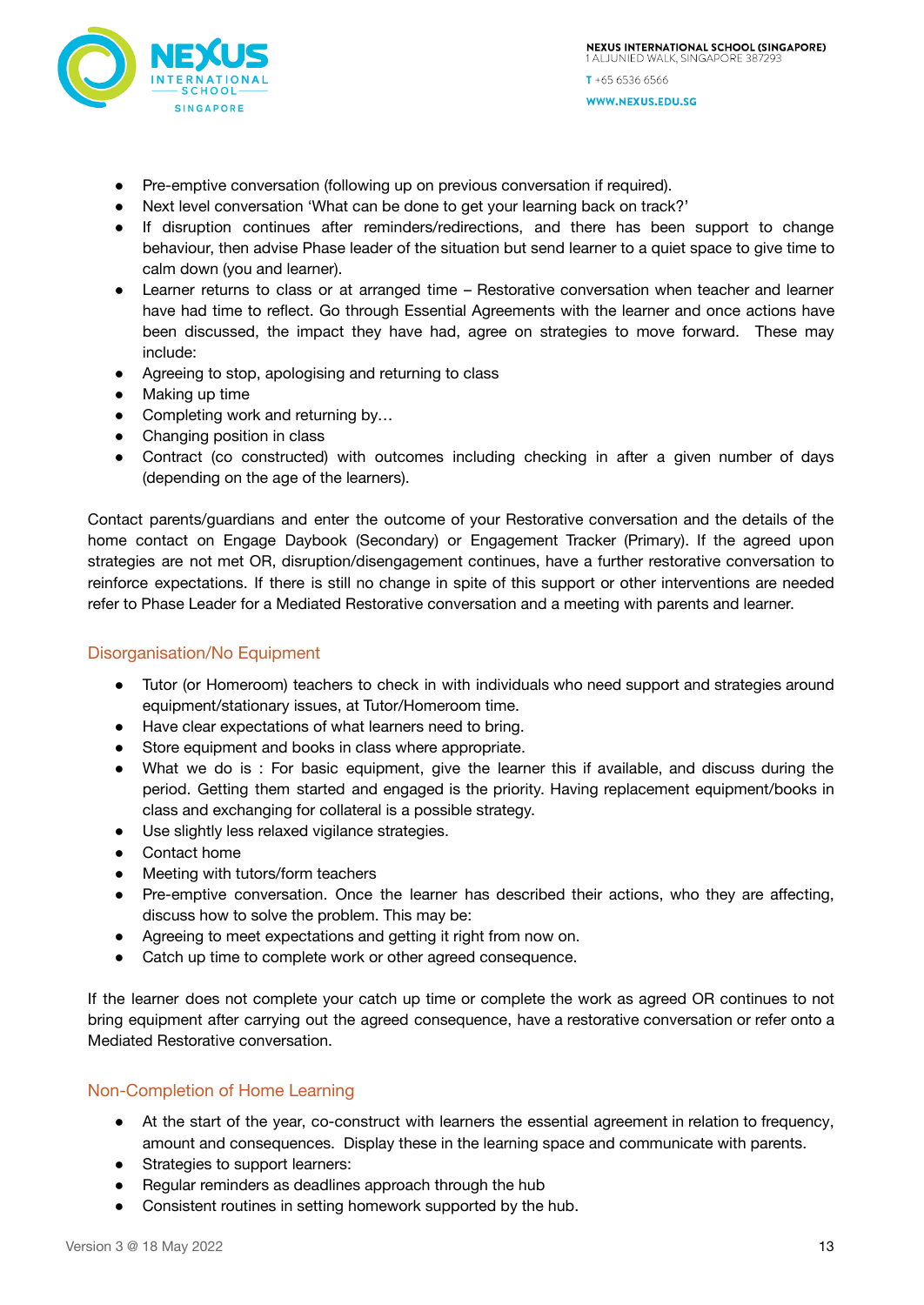- Pre-emptive conversation (following up on previous conversation if required).
- Next level conversation 'What can be done to get your learning back on track?'
- If disruption continues after reminders/redirections, and there has been support to change behaviour, then advise Phase leader of the situation but send learner to a quiet space to give time to calm down (you and learner).
- Learner returns to class or at arranged time – Restorative conversation when teacher and learner have had time to reflect. Go through Essential Agreements with the learner and once actions have been discussed, the impact they have had, agree on strategies to move forward. These may include:
- Agreeing to stop, apologising and returning to class
- Making up time
- Completing work and returning by…
- Changing position in class
- Contract (co constructed) with outcomes including checking in after a given number of days (depending on the age of the learners).

Contact parents/guardians and enter the outcome of your Restorative conversation and the details of the home contact on Engage Daybook (Secondary) or Engagement Tracker (Primary). If the agreed upon strategies are not met OR, disruption/disengagement continues, have a further restorative conversation to reinforce expectations. If there is still no change in spite of this support or other interventions are needed refer to Phase Leader for a Mediated Restorative conversation and a meeting with parents and learner.

## Disorganisation/No Equipment

- Tutor (or Homeroom) teachers to check in with individuals who need support and strategies around equipment/stationary issues, at Tutor/Homeroom time.
- Have clear expectations of what learners need to bring.
- Store equipment and books in class where appropriate.
- What we do is : For basic equipment, give the learner this if available, and discuss during the period. Getting them started and engaged is the priority. Having replacement equipment/books in class and exchanging for collateral is a possible strategy.
- Use slightly less relaxed vigilance strategies.
- Contact home
- Meeting with tutors/form teachers
- Pre-emptive conversation. Once the learner has described their actions, who they are affecting, discuss how to solve the problem. This may be:
- Agreeing to meet expectations and getting it right from now on.
- Catch up time to complete work or other agreed consequence.

If the learner does not complete your catch up time or complete the work as agreed OR continues to not bring equipment after carrying out the agreed consequence, have a restorative conversation or refer onto a Mediated Restorative conversation.

## Non-Completion of Home Learning

- At the start of the year, co-construct with learners the essential agreement in relation to frequency, amount and consequences. Display these in the learning space and communicate with parents.
- Strategies to support learners:
- Regular reminders as deadlines approach through the hub
- Consistent routines in setting homework supported by the hub.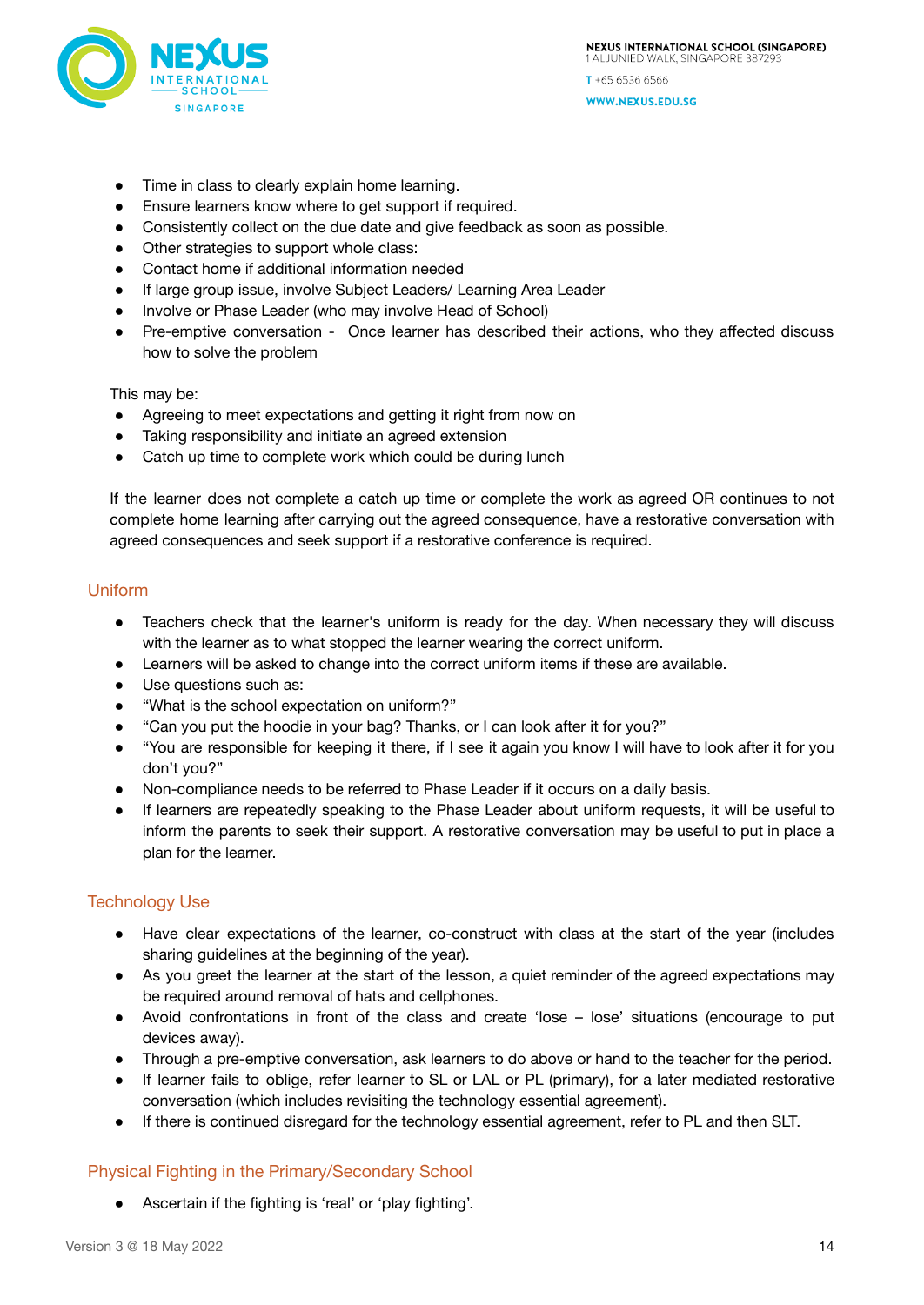- Time in class to clearly explain home learning.
- Ensure learners know where to get support if required.
- Consistently collect on the due date and give feedback as soon as possible.
- Other strategies to support whole class:
- Contact home if additional information needed
- If large group issue, involve Subject Leaders/ Learning Area Leader
- Involve or Phase Leader (who may involve Head of School)
- Pre-emptive conversation - Once learner has described their actions, who they affected discuss how to solve the problem

This may be:

- Agreeing to meet expectations and getting it right from now on
- Taking responsibility and initiate an agreed extension
- Catch up time to complete work which could be during lunch

If the learner does not complete a catch up time or complete the work as agreed OR continues to not complete home learning after carrying out the agreed consequence, have a restorative conversation with agreed consequences and seek support if a restorative conference is required.

## Uniform

- Teachers check that the learner's uniform is ready for the day. When necessary they will discuss with the learner as to what stopped the learner wearing the correct uniform.
- Learners will be asked to change into the correct uniform items if these are available.
- Use questions such as:
- "What is the school expectation on uniform?"
- "Can you put the hoodie in your bag? Thanks, or I can look after it for you?"
- "You are responsible for keeping it there, if I see it again you know I will have to look after it for you don't you?"
- Non-compliance needs to be referred to Phase Leader if it occurs on a daily basis.
- If learners are repeatedly speaking to the Phase Leader about uniform requests, it will be useful to inform the parents to seek their support. A restorative conversation may be useful to put in place a plan for the learner.

## Technology Use

- Have clear expectations of the learner, co-construct with class at the start of the year (includes sharing guidelines at the beginning of the year).
- As you greet the learner at the start of the lesson, a quiet reminder of the agreed expectations may be required around removal of hats and cellphones.
- Avoid confrontations in front of the class and create 'lose – lose' situations (encourage to put devices away).
- Through a pre-emptive conversation, ask learners to do above or hand to the teacher for the period.
- If learner fails to oblige, refer learner to SL or LAL or PL (primary), for a later mediated restorative conversation (which includes revisiting the technology essential agreement).
- If there is continued disregard for the technology essential agreement, refer to PL and then SLT.

## Physical Fighting in the Primary/Secondary School

- Ascertain if the fighting is 'real' or 'play fighting'.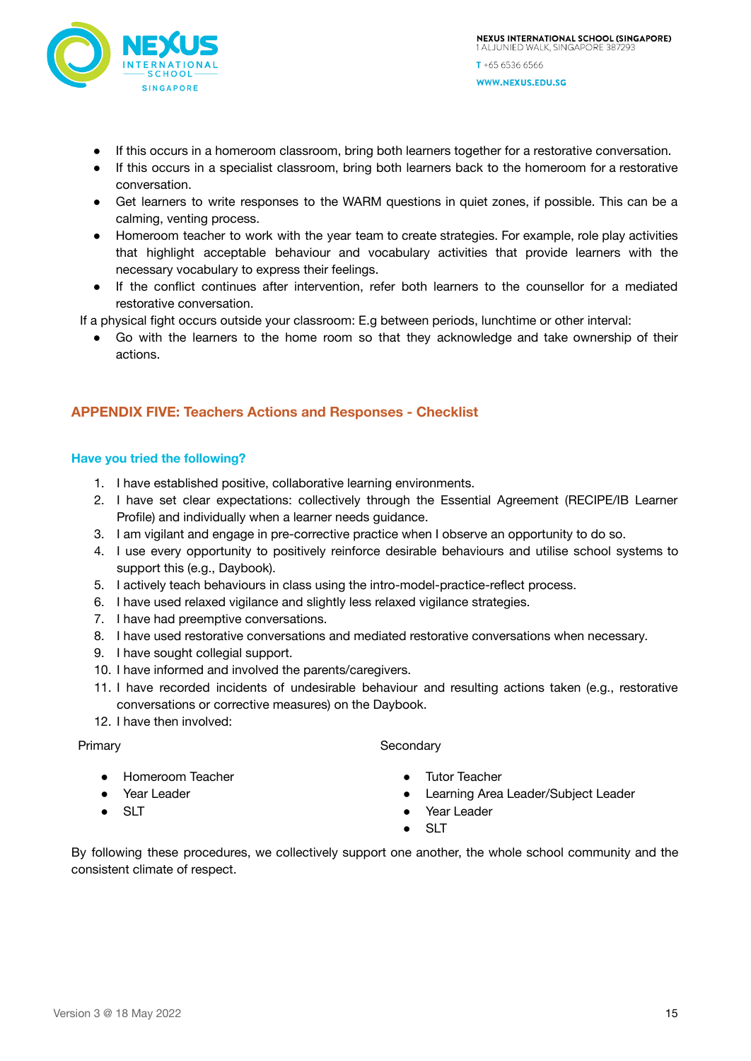- If this occurs in a homeroom classroom, bring both learners together for a restorative conversation.
- If this occurs in a specialist classroom, bring both learners back to the homeroom for a restorative conversation.
- Get learners to write responses to the WARM questions in quiet zones, if possible. This can be a calming, venting process.
- Homeroom teacher to work with the year team to create strategies. For example, role play activities that highlight acceptable behaviour and vocabulary activities that provide learners with the necessary vocabulary to express their feelings.
- If the conflict continues after intervention, refer both learners to the counsellor for a mediated restorative conversation.

If a physical fight occurs outside your classroom: E.g between periods, lunchtime or other interval:

- Go with the learners to the home room so that they acknowledge and take ownership of their actions.

## APPENDIX FIVE: Teachers Actions and Responses - Checklist

### Have you tried the following?

1. I have established positive, collaborative learning environments.
2. I have set clear expectations: collectively through the Essential Agreement (RECIPE/IB Learner Profile) and individually when a learner needs guidance.
3. I am vigilant and engage in pre-corrective practice when I observe an opportunity to do so.
4. I use every opportunity to positively reinforce desirable behaviours and utilise school systems to support this (e.g., Daybook).
5. I actively teach behaviours in class using the intro-model-practice-reflect process.
6. I have used relaxed vigilance and slightly less relaxed vigilance strategies.
7. I have had preemptive conversations.
8. I have used restorative conversations and mediated restorative conversations when necessary.
9. I have sought collegial support.
10. I have informed and involved the parents/caregivers.
11. I have recorded incidents of undesirable behaviour and resulting actions taken (e.g., restorative conversations or corrective measures) on the Daybook.
12. I have then involved:

Primary

- Homeroom Teacher
- Year Leader
- SLT

Secondary

- Tutor Teacher
- Learning Area Leader/Subject Leader
- Year Leader
- SLT

By following these procedures, we collectively support one another, the whole school community and the consistent climate of respect.